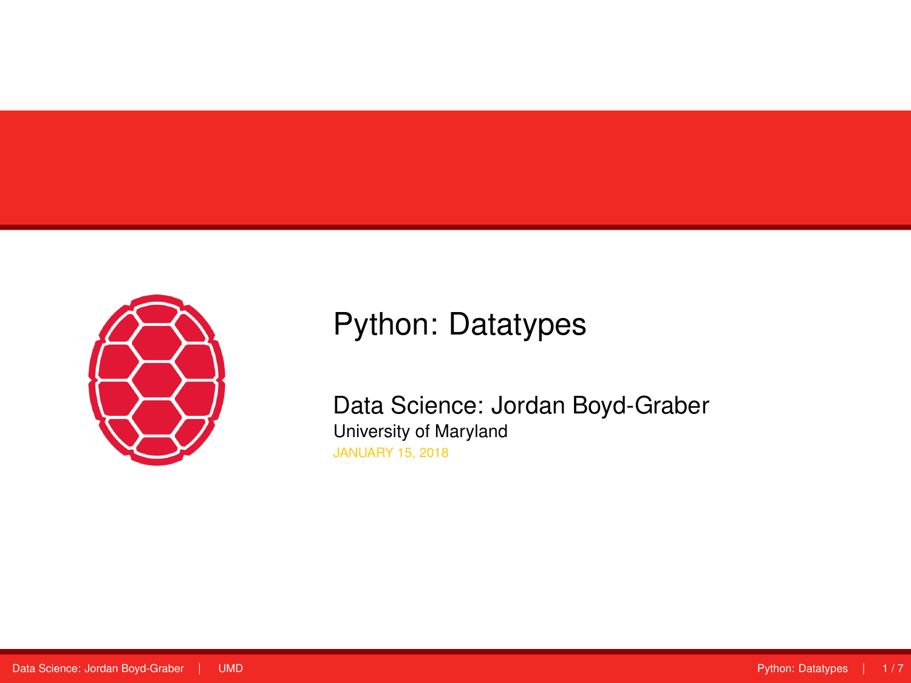# Python: Datatypes

Data Science: Jordan Boyd-Graber

University of Maryland

JANUARY 15, 2018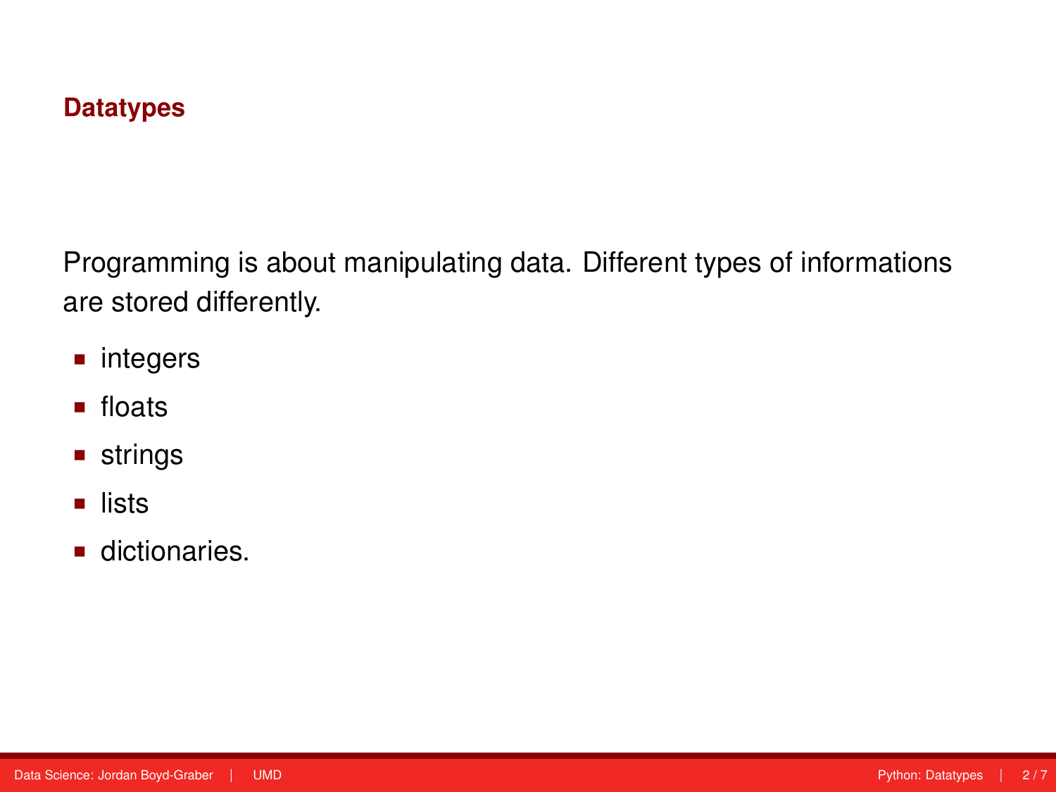## Datatypes

Programming is about manipulating data. Different types of informations are stored differently.

- integers
- floats
- strings
- lists
- dictionaries.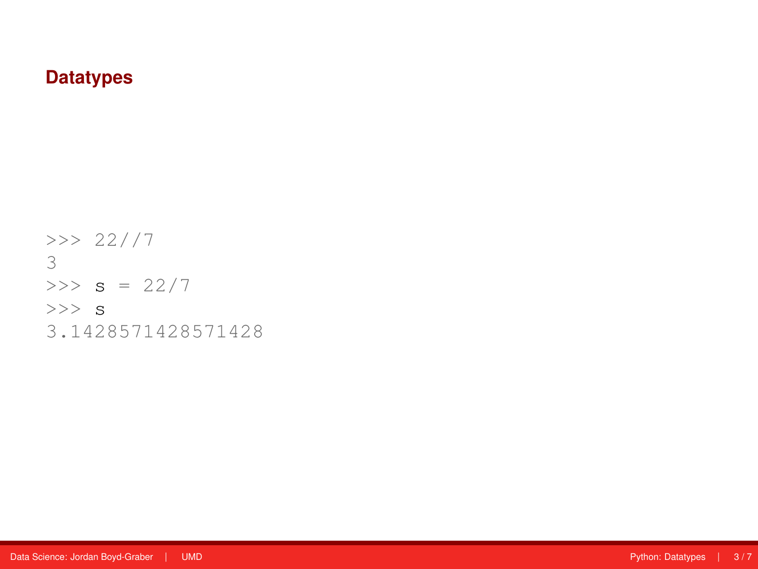# Datatypes

```
>>> 22//7
3
>>> s = 22/7
>>> s
3.142857142857143
```

# Datatypes

```
>>> 22//7
3
>>> s = 22/7
>>> s
3.1428571428571428
```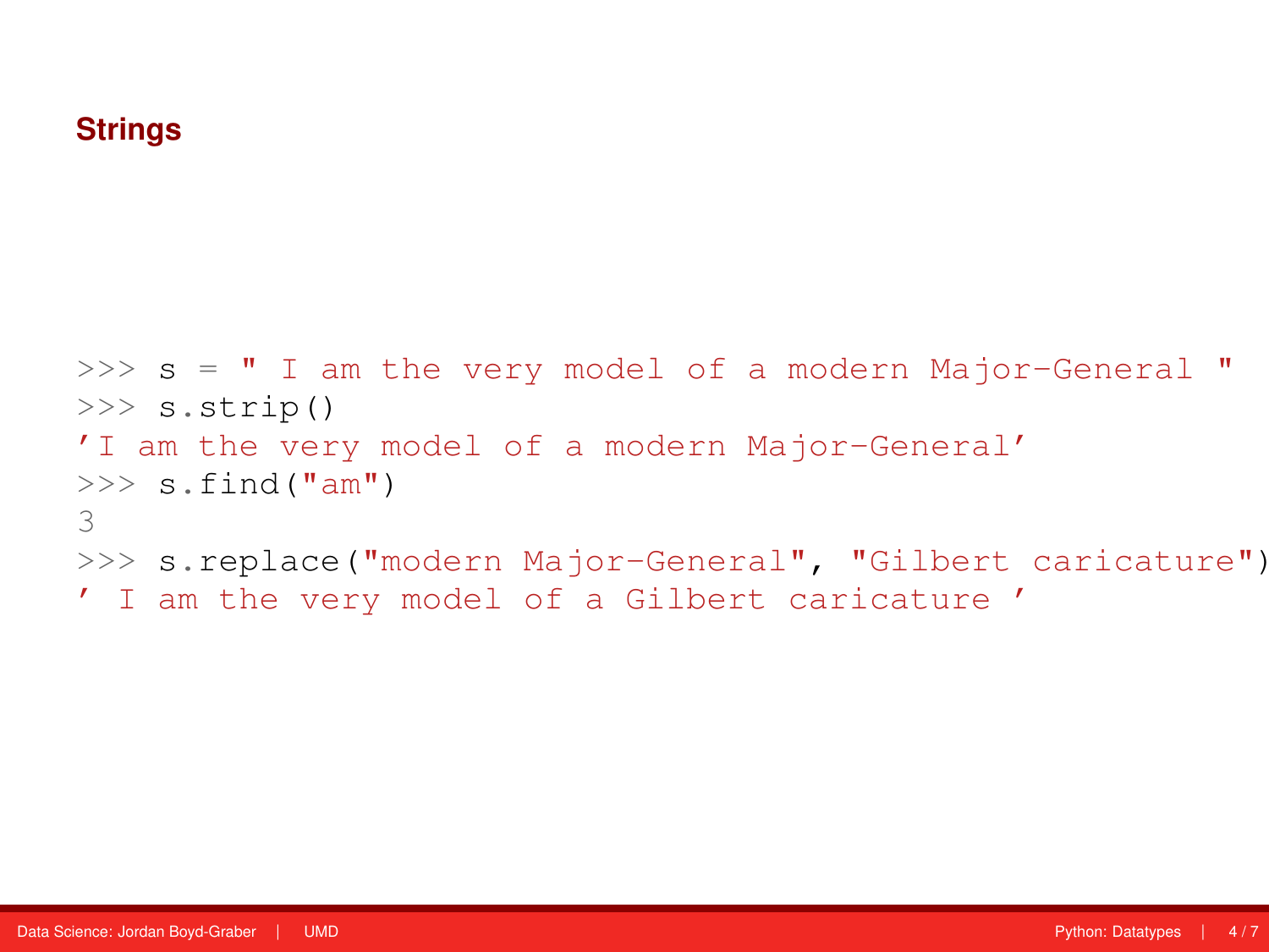# Strings

```
>>> s = " I am the very model of a modern Major-General "
>>> s.strip()
'I am the very model of a modern Major-General'
>>> s.find("am")
3
>>> s.replace("modern Major-General", "Gilbert caricature")
' I am the very model of a Gilbert caricature '
```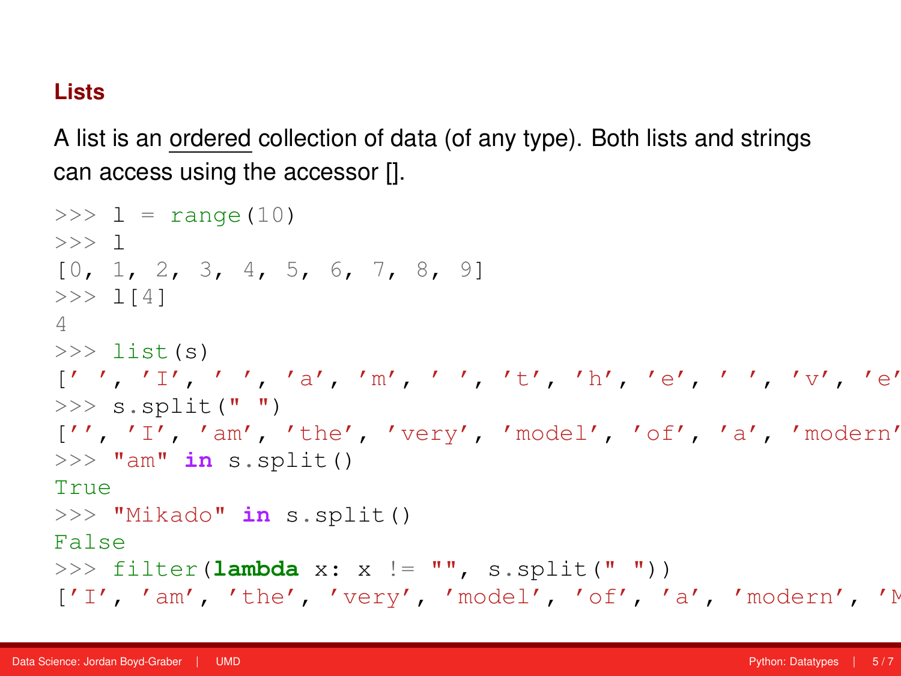## Lists

A list is an <u>ordered</u> collection of data (of any type). Both lists and strings can access using the accessor [].

```
>>> l = range(10)
>>> l
[0, 1, 2, 3, 4, 5, 6, 7, 8, 9]
>>> l[4]
4
>>> list(s)
[' ', 'I', ' ', 'a', 'm', ' ', 't', 'h', 'e', ' ', 'v', 'e'
>>> s.split(" ")
['', 'I', 'am', 'the', 'very', 'model', 'of', 'a', 'modern'
>>> "am" in s.split()
True
>>> "Mikado" in s.split()
False
>>> filter(lambda x: x != "", s.split(" "))
['I', 'am', 'the', 'very', 'model', 'of', 'a', 'modern', 'M
```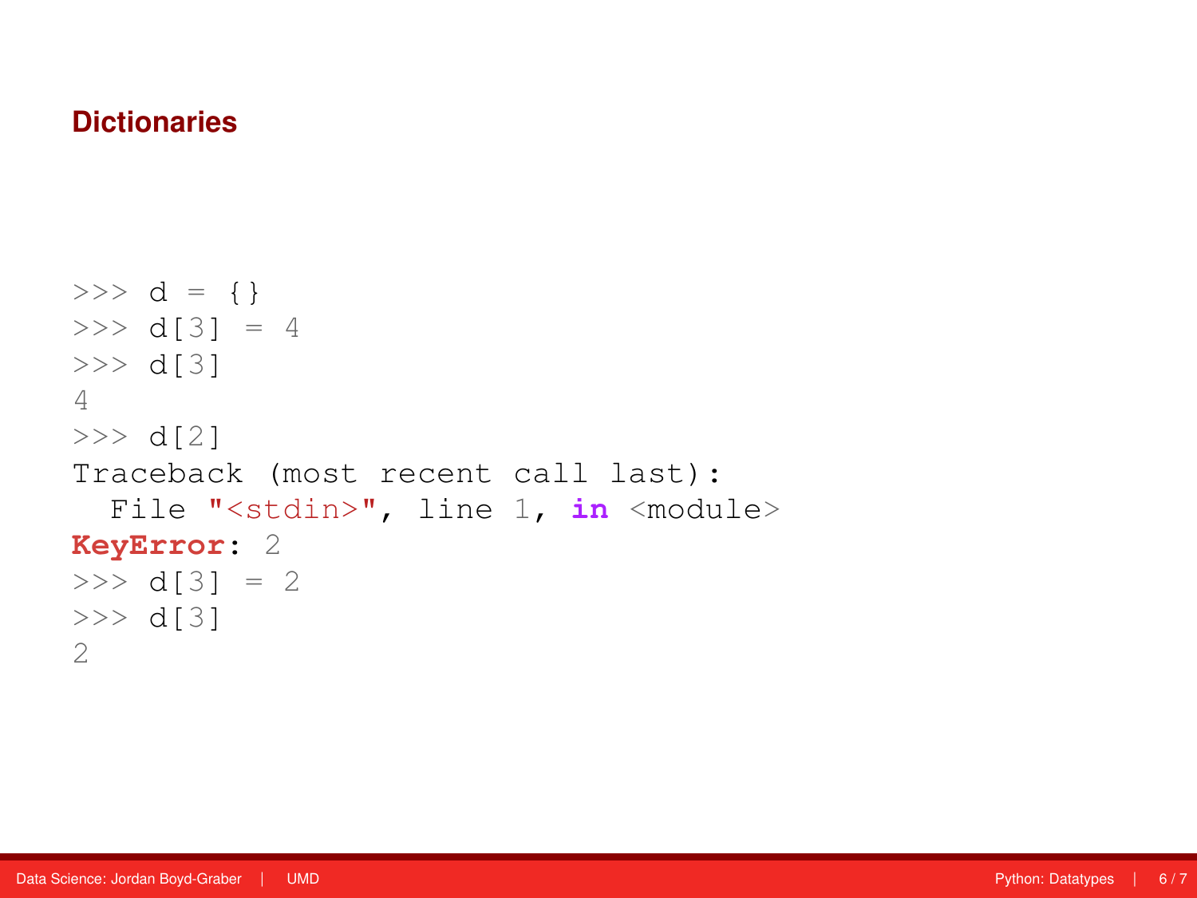## Dictionaries

```
>>> d = {}
>>> d[3] = 4
>>> d[3]
4
>>> d[2]
Traceback (most recent call last):
  File "<stdin>", line 1, in <module>
KeyError: 2
>>> d[3] = 2
>>> d[3]
2
```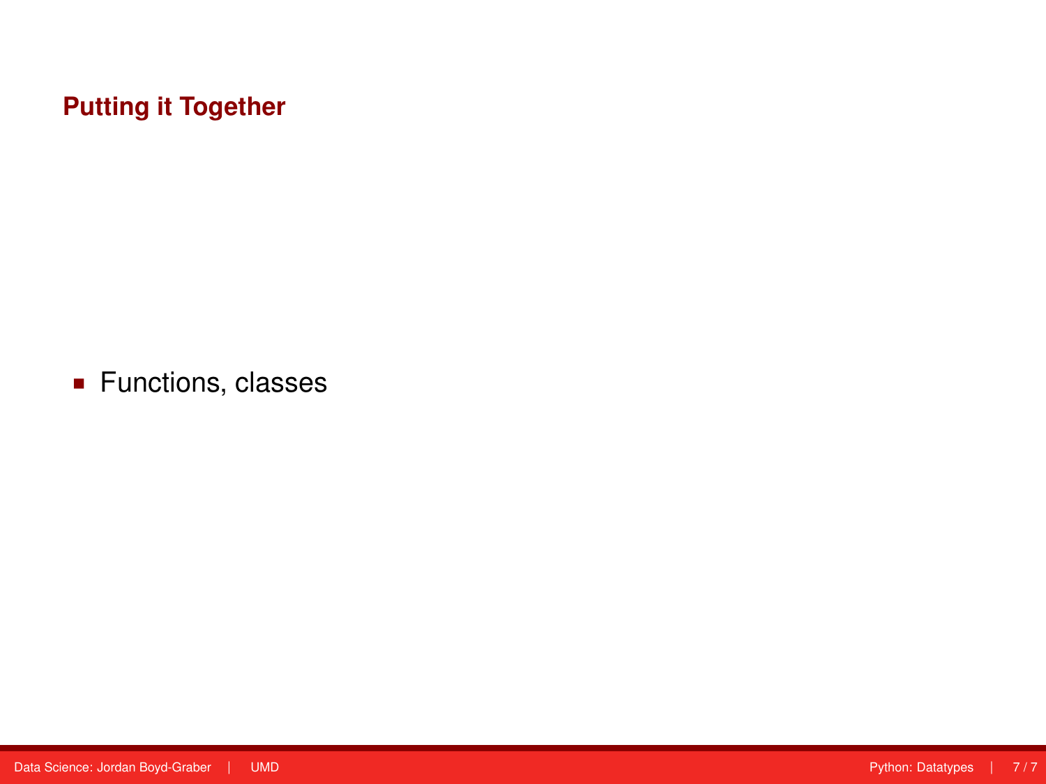# Putting it Together

- Functions, classes